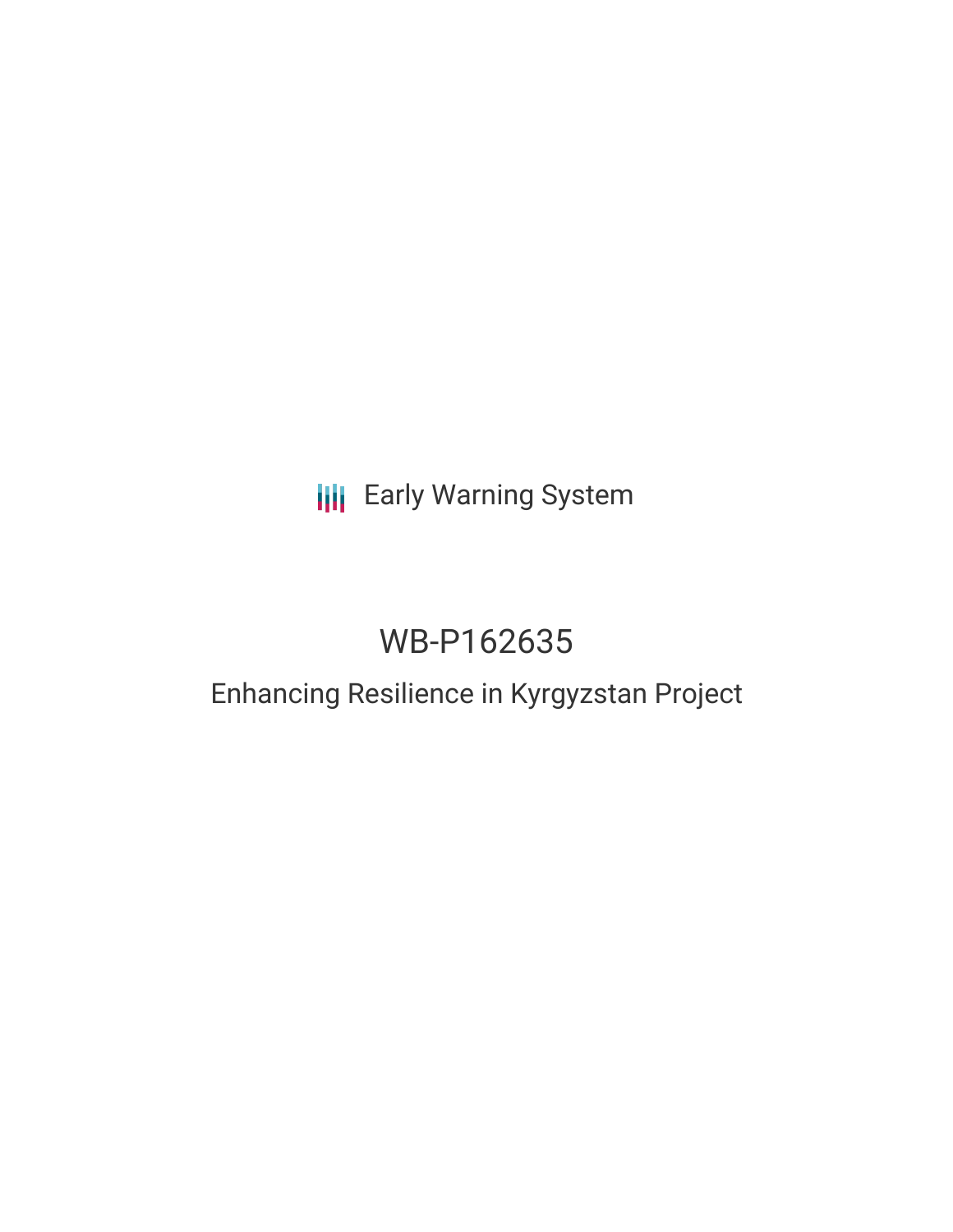Early Warning System

# WB-P162635

## Enhancing Resilience in Kyrgyzstan Project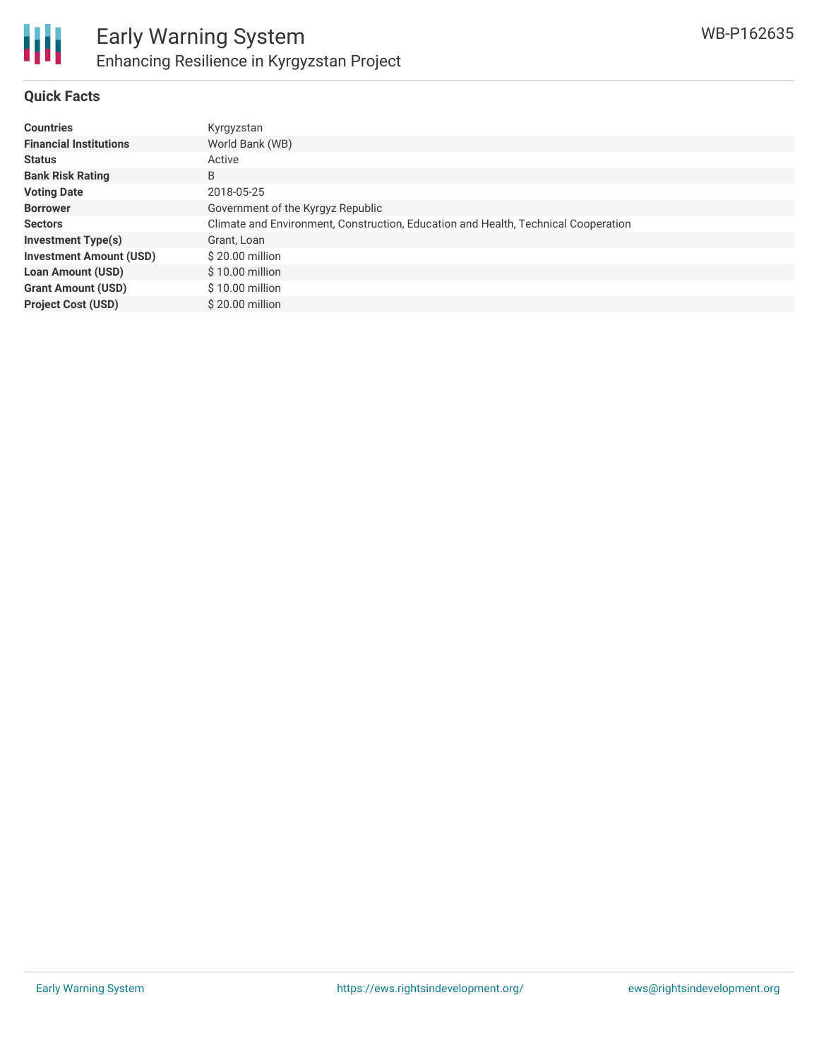## Quick Facts

| | |
|---|---|
| **Countries** | Kyrgyzstan |
| **Financial Institutions** | World Bank (WB) |
| **Status** | Active |
| **Bank Risk Rating** | B |
| **Voting Date** | 2018-05-25 |
| **Borrower** | Government of the Kyrgyz Republic |
| **Sectors** | Climate and Environment, Construction, Education and Health, Technical Cooperation |
| **Investment Type(s)** | Grant, Loan |
| **Investment Amount (USD)** | $ 20.00 million |
| **Loan Amount (USD)** | $ 10.00 million |
| **Grant Amount (USD)** | $ 10.00 million |
| **Project Cost (USD)** | $ 20.00 million |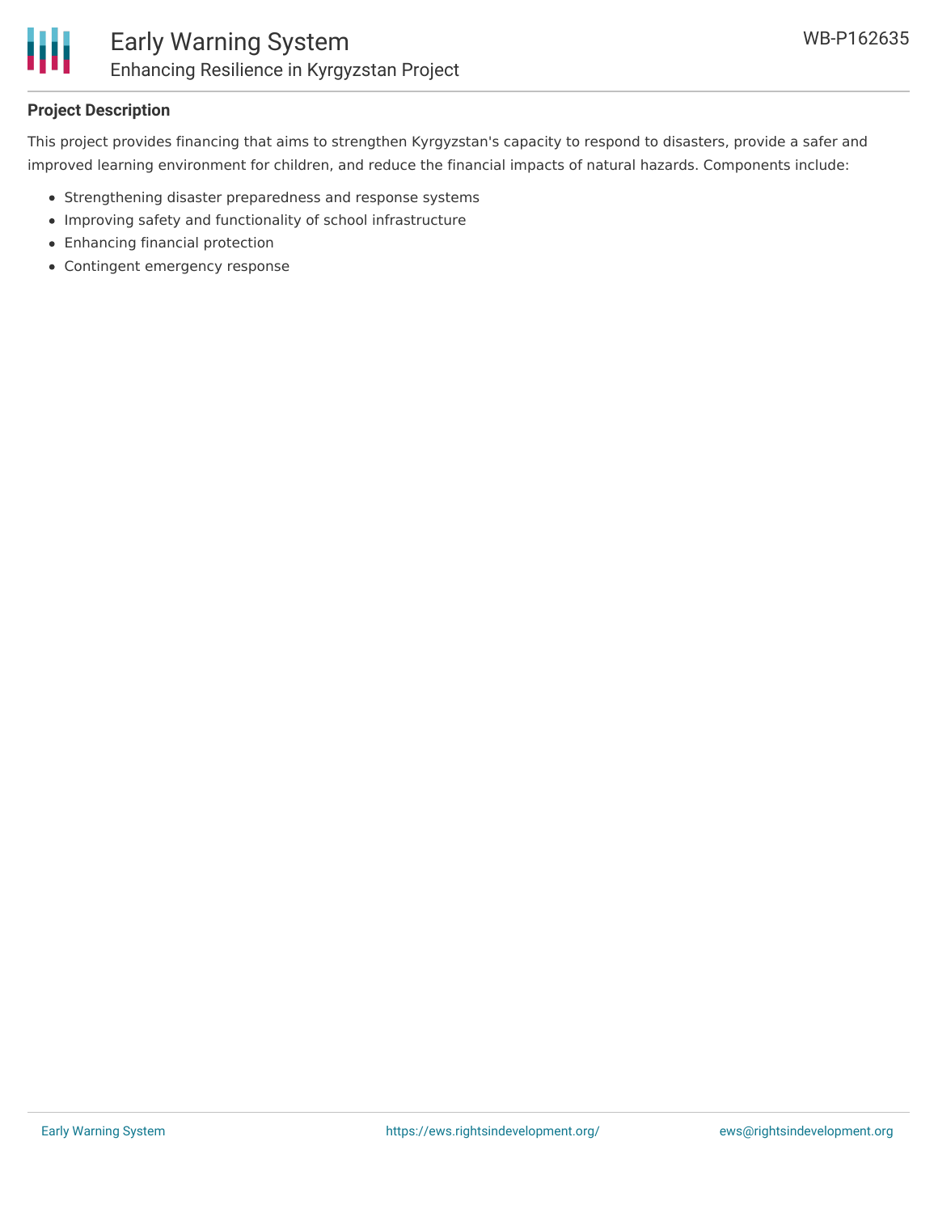## Project Description

This project provides financing that aims to strengthen Kyrgyzstan's capacity to respond to disasters, provide a safer and improved learning environment for children, and reduce the financial impacts of natural hazards. Components include:

- Strengthening disaster preparedness and response systems
- Improving safety and functionality of school infrastructure
- Enhancing financial protection
- Contingent emergency response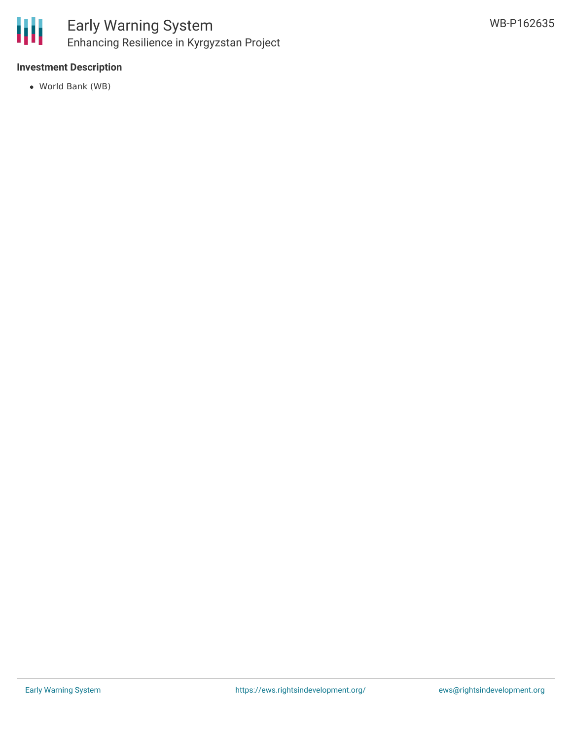**Investment Description**

- World Bank (WB)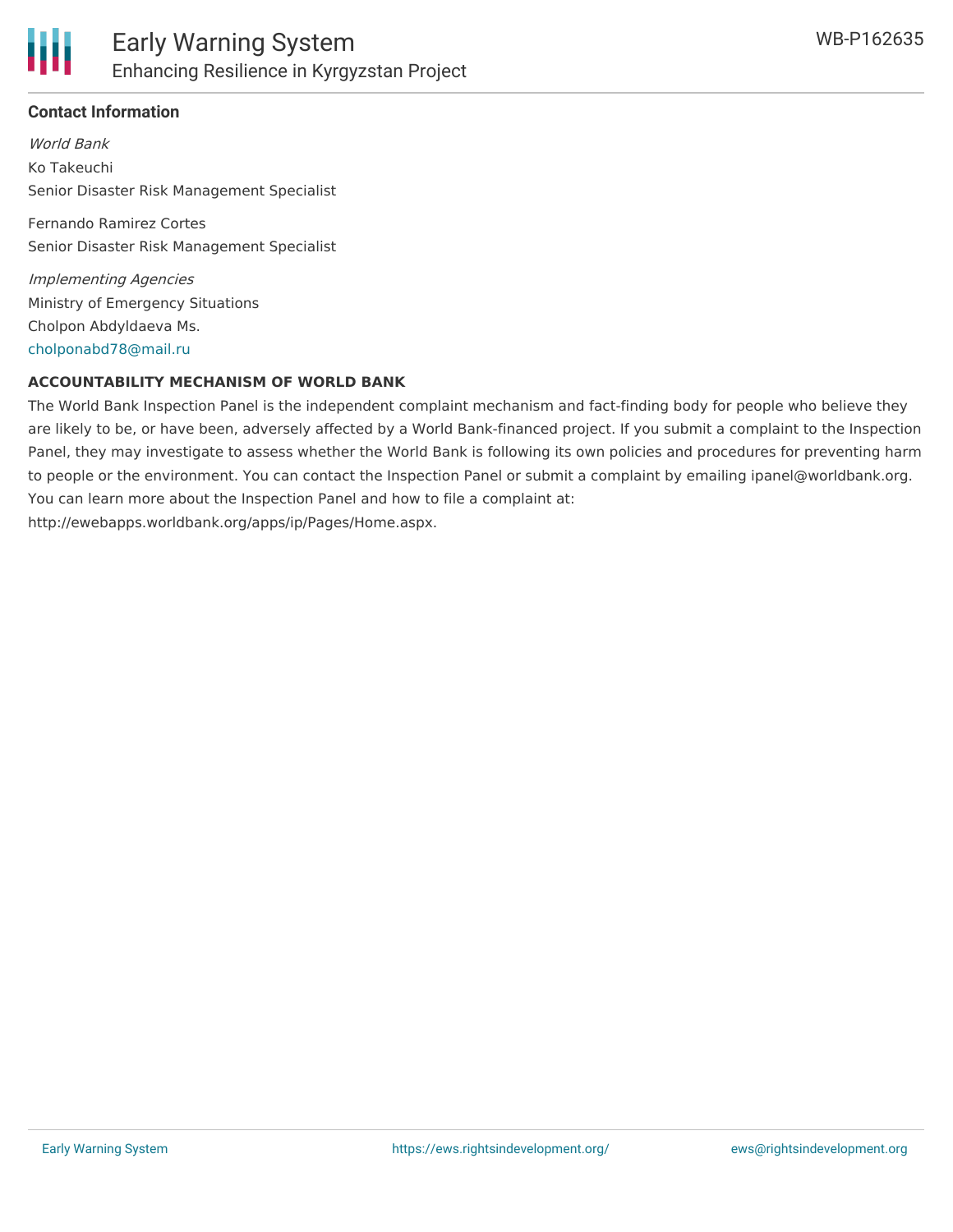### Contact Information

*World Bank*

Ko Takeuchi
Senior Disaster Risk Management Specialist

Fernando Ramirez Cortes
Senior Disaster Risk Management Specialist

*Implementing Agencies*

Ministry of Emergency Situations
Cholpon Abdyldaeva Ms.
cholponabd78@mail.ru

### ACCOUNTABILITY MECHANISM OF WORLD BANK

The World Bank Inspection Panel is the independent complaint mechanism and fact-finding body for people who believe they are likely to be, or have been, adversely affected by a World Bank-financed project. If you submit a complaint to the Inspection Panel, they may investigate to assess whether the World Bank is following its own policies and procedures for preventing harm to people or the environment. You can contact the Inspection Panel or submit a complaint by emailing ipanel@worldbank.org. You can learn more about the Inspection Panel and how to file a complaint at: http://ewebapps.worldbank.org/apps/ip/Pages/Home.aspx.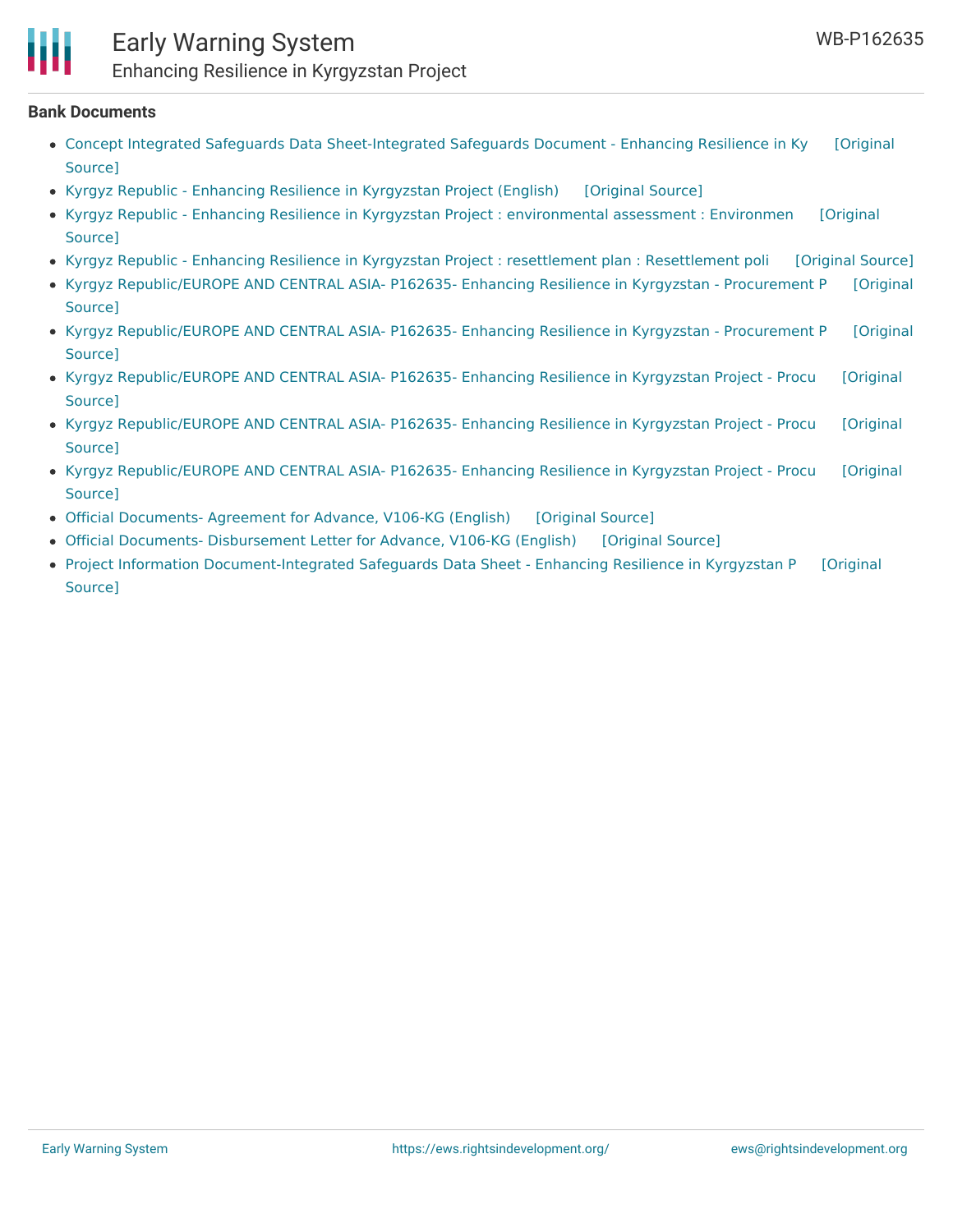**Bank Documents**

- Concept Integrated Safeguards Data Sheet-Integrated Safeguards Document - Enhancing Resilience in Ky [Original Source]
- Kyrgyz Republic - Enhancing Resilience in Kyrgyzstan Project (English) [Original Source]
- Kyrgyz Republic - Enhancing Resilience in Kyrgyzstan Project : environmental assessment : Environmen [Original Source]
- Kyrgyz Republic - Enhancing Resilience in Kyrgyzstan Project : resettlement plan : Resettlement poli [Original Source]
- Kyrgyz Republic/EUROPE AND CENTRAL ASIA- P162635- Enhancing Resilience in Kyrgyzstan - Procurement P [Original Source]
- Kyrgyz Republic/EUROPE AND CENTRAL ASIA- P162635- Enhancing Resilience in Kyrgyzstan - Procurement P [Original Source]
- Kyrgyz Republic/EUROPE AND CENTRAL ASIA- P162635- Enhancing Resilience in Kyrgyzstan Project - Procu [Original Source]
- Kyrgyz Republic/EUROPE AND CENTRAL ASIA- P162635- Enhancing Resilience in Kyrgyzstan Project - Procu [Original Source]
- Kyrgyz Republic/EUROPE AND CENTRAL ASIA- P162635- Enhancing Resilience in Kyrgyzstan Project - Procu [Original Source]
- Official Documents- Agreement for Advance, V106-KG (English) [Original Source]
- Official Documents- Disbursement Letter for Advance, V106-KG (English) [Original Source]
- Project Information Document-Integrated Safeguards Data Sheet - Enhancing Resilience in Kyrgyzstan P [Original Source]